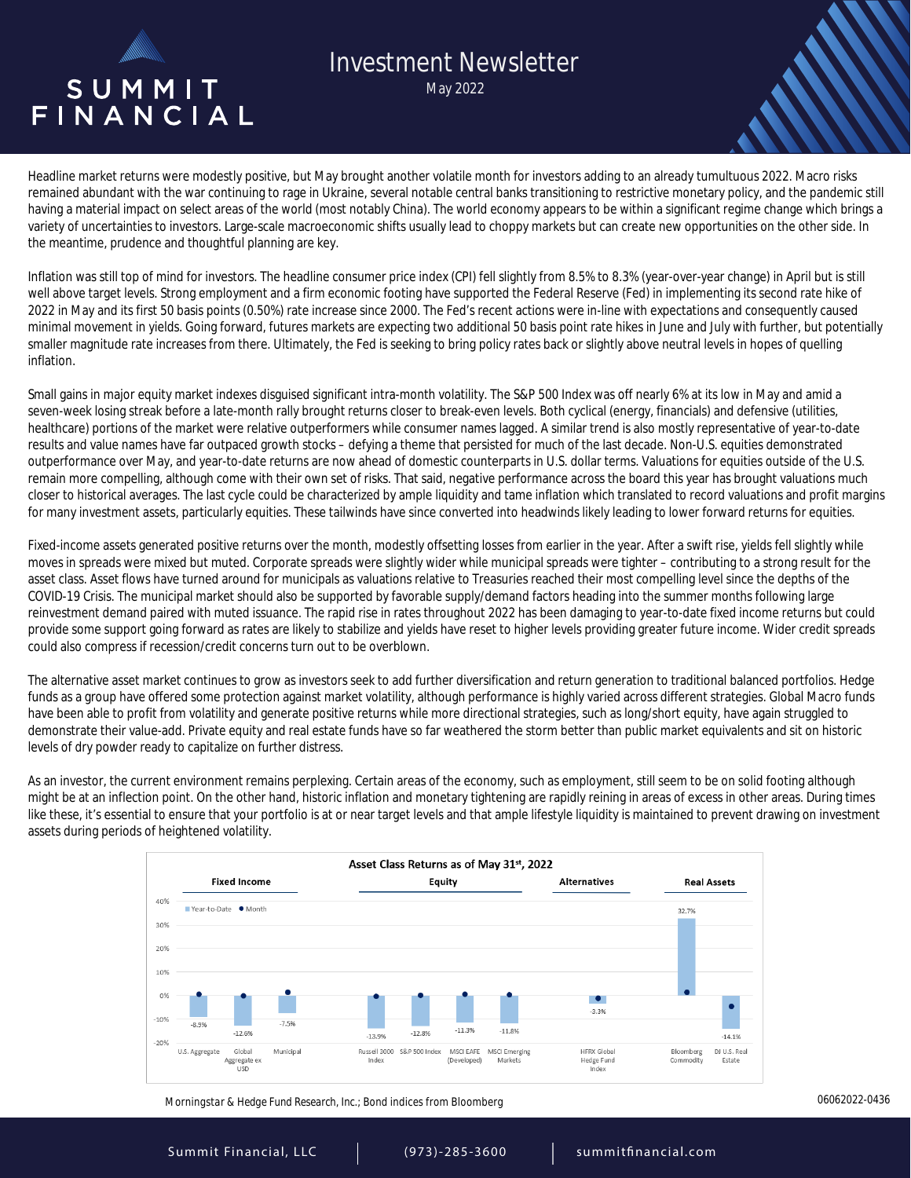# SUMMIT FINANCIAL

## Investment Newsletter

May 2022

Headline market returns were modestly positive, but May brought another volatile month for investors adding to an already tumultuous 2022. Macro risks remained abundant with the war continuing to rage in Ukraine, several notable central banks transitioning to restrictive monetary policy, and the pandemic still having a material impact on select areas of the world (most notably China). The world economy appears to be within a significant regime change which brings a variety of uncertainties to investors. Large-scale macroeconomic shifts usually lead to choppy markets but can create new opportunities on the other side. In the meantime, prudence and thoughtful planning are key.

Inflation was still top of mind for investors. The headline consumer price index (CPI) fell slightly from 8.5% to 8.3% (year-over-year change) in April but is still well above target levels. Strong employment and a firm economic footing have supported the Federal Reserve (Fed) in implementing its second rate hike of 2022 in May and its first 50 basis points (0.50%) rate increase since 2000. The Fed's recent actions were in-line with expectations and consequently caused minimal movement in yields. Going forward, futures markets are expecting two additional 50 basis point rate hikes in June and July with further, but potentially smaller magnitude rate increases from there. Ultimately, the Fed is seeking to bring policy rates back or slightly above neutral levels in hopes of quelling inflation.

Small gains in major equity market indexes disguised significant intra-month volatility. The S&P 500 Index was off nearly 6% at its low in May and amid a seven-week losing streak before a late-month rally brought returns closer to break-even levels. Both cyclical (energy, financials) and defensive (utilities, healthcare) portions of the market were relative outperformers while consumer names lagged. A similar trend is also mostly representative of year-to-date results and value names have far outpaced growth stocks – defying a theme that persisted for much of the last decade. Non-U.S. equities demonstrated outperformance over May, and year-to-date returns are now ahead of domestic counterparts in U.S. dollar terms. Valuations for equities outside of the U.S. remain more compelling, although come with their own set of risks. That said, negative performance across the board this year has brought valuations much closer to historical averages. The last cycle could be characterized by ample liquidity and tame inflation which translated to record valuations and profit margins for many investment assets, particularly equities. These tailwinds have since converted into headwinds likely leading to lower forward returns for equities.

Fixed-income assets generated positive returns over the month, modestly offsetting losses from earlier in the year. After a swift rise, yields fell slightly while moves in spreads were mixed but muted. Corporate spreads were slightly wider while municipal spreads were tighter – contributing to a strong result for the asset class. Asset flows have turned around for municipals as valuations relative to Treasuries reached their most compelling level since the depths of the COVID-19 Crisis. The municipal market should also be supported by favorable supply/demand factors heading into the summer months following large reinvestment demand paired with muted issuance. The rapid rise in rates throughout 2022 has been damaging to year-to-date fixed income returns but could provide some support going forward as rates are likely to stabilize and yields have reset to higher levels providing greater future income. Wider credit spreads could also compress if recession/credit concerns turn out to be overblown.

The alternative asset market continues to grow as investors seek to add further diversification and return generation to traditional balanced portfolios. Hedge funds as a group have offered some protection against market volatility, although performance is highly varied across different strategies. Global Macro funds have been able to profit from volatility and generate positive returns while more directional strategies, such as long/short equity, have again struggled to demonstrate their value-add. Private equity and real estate funds have so far weathered the storm better than public market equivalents and sit on historic levels of dry powder ready to capitalize on further distress.

As an investor, the current environment remains perplexing. Certain areas of the economy, such as employment, still seem to be on solid footing although might be at an inflection point. On the other hand, historic inflation and monetary tightening are rapidly reining in areas of excess in other areas. During times like these, it's essential to ensure that your portfolio is at or near target levels and that ample lifestyle liquidity is maintained to prevent drawing on investment assets during periods of heightened volatility.

Asset Class Returns as of May 31st, 2022

Fixed Income | Equity | Alternatives | Real Assets

Year-to-Date ● Month

40%
30%
20%
10%
0%
-10%
-20%

U.S. Aggregate: -8.9%
Global Aggregate ex USD: -12.6%
Municipal: -7.5%
Russell 3000 Index: -13.9%
S&P 500 Index: -12.8%
MSCI EAFE (Developed): -11.3%
MSCI Emerging Markets: -11.8%
HFRX Global Hedge Fund Index: -3.3%
Bloomberg Commodity: 32.7%
DJ U.S. Real Estate: -14.1%

Morningstar & Hedge Fund Research, Inc.; Bond indices from Bloomberg

06062022-0436

Summit Financial, LLC | (973)-285-3600 | summitfinancial.com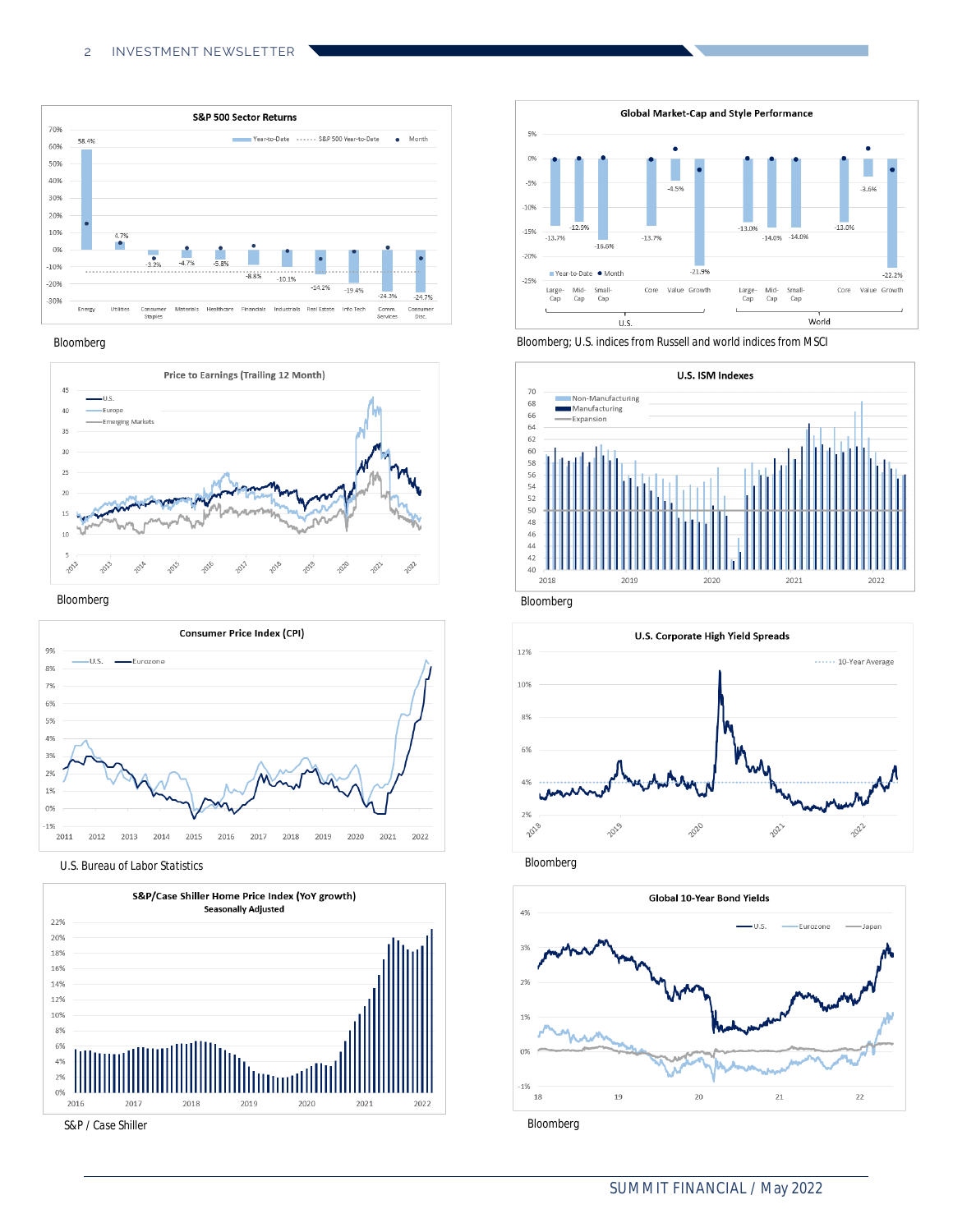## S&P 500 Sector Returns

| Sector | Year-to-Date |
|---|---|
| Energy | 58.4% |
| Utilities | 4.7% |
| Consumer Staples | -3.2% |
| Materials | -4.7% |
| Healthcare | -5.8% |
| Financials | -8.8% |
| Industrials | -10.1% |
| Real Estate | -14.2% |
| Info Tech | -19.4% |
| Comm. Services | -24.3% |
| Consumer Disc. | -24.7% |

Bloomberg

## Global Market-Cap and Style Performance

| | Large-Cap | Mid-Cap | Small-Cap | Core | Value | Growth |
|---|---|---|---|---|---|---|
| U.S. | -13.7% | -12.9% | -16.6% | -13.7% | -4.5% | -21.9% |
| World | -13.0% | -14.0% | -14.0% | -13.0% | -3.6% | -22.2% |

Bloomberg; U.S. indices from Russell and world indices from MSCI

## Price to Earnings (Trailing 12 Month)

Bloomberg

## U.S. ISM Indexes

Bloomberg

## Consumer Price Index (CPI)

U.S. Bureau of Labor Statistics

## U.S. Corporate High Yield Spreads

Bloomberg

## S&P/Case Shiller Home Price Index (YoY growth)

Seasonally Adjusted

S&P / Case Shiller

## Global 10-Year Bond Yields

Bloomberg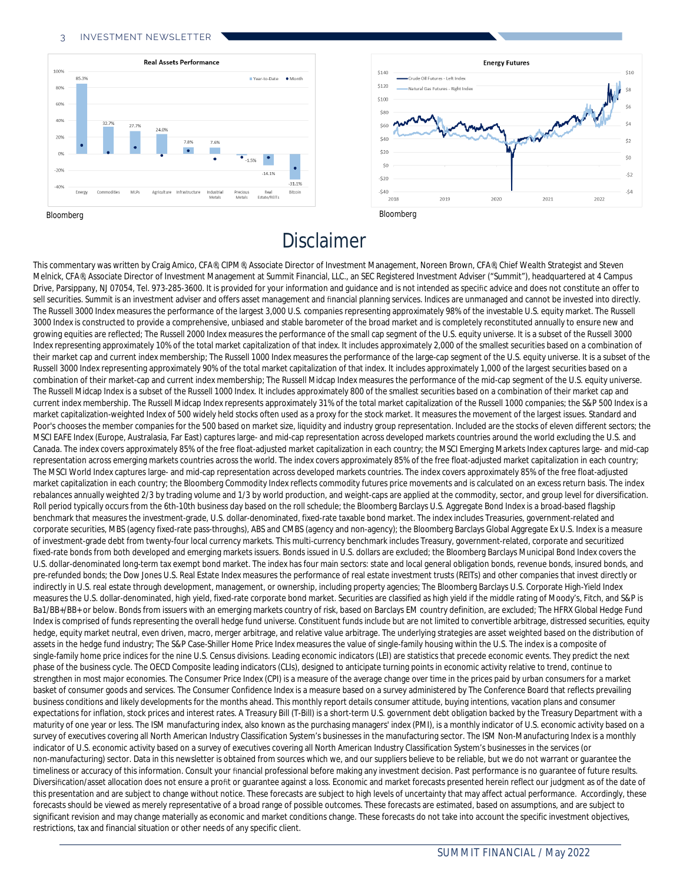Real Assets Performance

Year-to-Date
Month

100%
80%
60%
40%
20%
0%
-20%
-40%

85.3%
32.7%
27.7%
24.0%
7.8%
7.6%
-1.5%
-14.1%
-31.1%

Energy
Commodities
MLPs
Agriculture
Infrastructure
Industrial Metals
Precious Metals
Real Estate/REITs
Bitcoin

Bloomberg

Energy Futures

Crude Oil Futures - Left Index
Natural Gas Futures - Right Index

$140
$120
$100
$80
$60
$40
$20
$0
-$20
-$40

$10
$8
$6
$4
$2
$0
-$2
-$4

2018
2019
2020
2021
2022

Bloomberg

# Disclaimer

This commentary was written by Craig Amico, CFA®, CIPM®, Associate Director of Investment Management, Noreen Brown, CFA®, Chief Wealth Strategist and Steven Melnick, CFA®, Associate Director of Investment Management at Summit Financial, LLC., an SEC Registered Investment Adviser ("Summit"), headquartered at 4 Campus Drive, Parsippany, NJ 07054, Tel. 973-285-3600. It is provided for your information and guidance and is not intended as specific advice and does not constitute an offer to sell securities. Summit is an investment adviser and offers asset management and financial planning services. Indices are unmanaged and cannot be invested into directly. The Russell 3000 Index measures the performance of the largest 3,000 U.S. companies representing approximately 98% of the investable U.S. equity market. The Russell 3000 Index is constructed to provide a comprehensive, unbiased and stable barometer of the broad market and is completely reconstituted annually to ensure new and growing equities are reflected; The Russell 2000 Index measures the performance of the small cap segment of the U.S. equity universe. It is a subset of the Russell 3000 Index representing approximately 10% of the total market capitalization of that index. It includes approximately 2,000 of the smallest securities based on a combination of their market cap and current index membership; The Russell 1000 Index measures the performance of the large-cap segment of the U.S. equity universe. It is a subset of the Russell 3000 Index representing approximately 90% of the total market capitalization of that index. It includes approximately 1,000 of the largest securities based on a combination of their market-cap and current index membership; The Russell Midcap Index measures the performance of the mid-cap segment of the U.S. equity universe. The Russell Midcap Index is a subset of the Russell 1000 Index. It includes approximately 800 of the smallest securities based on a combination of their market cap and current index membership. The Russell Midcap Index represents approximately 31% of the total market capitalization of the Russell 1000 companies; the S&P 500 Index is a market capitalization-weighted Index of 500 widely held stocks often used as a proxy for the stock market. It measures the movement of the largest issues. Standard and Poor's chooses the member companies for the 500 based on market size, liquidity and industry group representation. Included are the stocks of eleven different sectors; the MSCI EAFE Index (Europe, Australasia, Far East) captures large- and mid-cap representation across developed markets countries around the world excluding the U.S. and Canada. The index covers approximately 85% of the free float-adjusted market capitalization in each country; the MSCI Emerging Markets Index captures large- and mid-cap representation across emerging markets countries across the world. The index covers approximately 85% of the free float-adjusted market capitalization in each country; The MSCI World Index captures large- and mid-cap representation across developed markets countries. The index covers approximately 85% of the free float-adjusted market capitalization in each country; the Bloomberg Commodity Index reflects commodity futures price movements and is calculated on an excess return basis. The index rebalances annually weighted 2/3 by trading volume and 1/3 by world production, and weight-caps are applied at the commodity, sector, and group level for diversification. Roll period typically occurs from the 6th-10th business day based on the roll schedule; the Bloomberg Barclays U.S. Aggregate Bond Index is a broad-based flagship benchmark that measures the investment-grade, U.S. dollar-denominated, fixed-rate taxable bond market. The index includes Treasuries, government-related and corporate securities, MBS (agency fixed-rate pass-throughs), ABS and CMBS (agency and non-agency); the Bloomberg Barclays Global Aggregate Ex U.S. Index is a measure of investment-grade debt from twenty-four local currency markets. This multi-currency benchmark includes Treasury, government-related, corporate and securitized fixed-rate bonds from both developed and emerging markets issuers. Bonds issued in U.S. dollars are excluded; the Bloomberg Barclays Municipal Bond Index covers the U.S. dollar-denominated long-term tax exempt bond market. The index has four main sectors: state and local general obligation bonds, revenue bonds, insured bonds, and pre-refunded bonds; the Dow Jones U.S. Real Estate Index measures the performance of real estate investment trusts (REITs) and other companies that invest directly or indirectly in U.S. real estate through development, management, or ownership, including property agencies; The Bloomberg Barclays U.S. Corporate High-Yield Index measures the U.S. dollar-denominated, high yield, fixed-rate corporate bond market. Securities are classified as high yield if the middle rating of Moody's, Fitch, and S&P is Ba1/BB+/BB+ or below. Bonds from issuers with an emerging markets country of risk, based on Barclays EM country definition, are excluded; The HFRX Global Hedge Fund Index is comprised of funds representing the overall hedge fund universe. Constituent funds include but are not limited to convertible arbitrage, distressed securities, equity hedge, equity market neutral, even driven, macro, merger arbitrage, and relative value arbitrage. The underlying strategies are asset weighted based on the distribution of assets in the hedge fund industry; The S&P Case-Shiller Home Price Index measures the value of single-family housing within the U.S. The index is a composite of single-family home price indices for the nine U.S. Census divisions. Leading economic indicators (LEI) are statistics that precede economic events. They predict the next phase of the business cycle. The OECD Composite leading indicators (CLIs), designed to anticipate turning points in economic activity relative to trend, continue to strengthen in most major economies. The Consumer Price Index (CPI) is a measure of the average change over time in the prices paid by urban consumers for a market basket of consumer goods and services. The Consumer Confidence Index is a measure based on a survey administered by The Conference Board that reflects prevailing business conditions and likely developments for the months ahead. This monthly report details consumer attitude, buying intentions, vacation plans and consumer expectations for inflation, stock prices and interest rates. A Treasury Bill (T-Bill) is a short-term U.S. government debt obligation backed by the Treasury Department with a maturity of one year or less. The ISM manufacturing index, also known as the purchasing managers' index (PMI), is a monthly indicator of U.S. economic activity based on a survey of executives covering all North American Industry Classification System's businesses in the manufacturing sector. The ISM Non-Manufacturing Index is a monthly indicator of U.S. economic activity based on a survey of executives covering all North American Industry Classification System's businesses in the services (or non-manufacturing) sector. Data in this newsletter is obtained from sources which we, and our suppliers believe to be reliable, but we do not warrant or guarantee the timeliness or accuracy of this information. Consult your financial professional before making any investment decision. Past performance is no guarantee of future results. Diversification/asset allocation does not ensure a profit or guarantee against a loss. Economic and market forecasts presented herein reflect our judgment as of the date of this presentation and are subject to change without notice. These forecasts are subject to high levels of uncertainty that may affect actual performance. Accordingly, these forecasts should be viewed as merely representative of a broad range of possible outcomes. These forecasts are estimated, based on assumptions, and are subject to significant revision and may change materially as economic and market conditions change. These forecasts do not take into account the specific investment objectives, restrictions, tax and financial situation or other needs of any specific client.